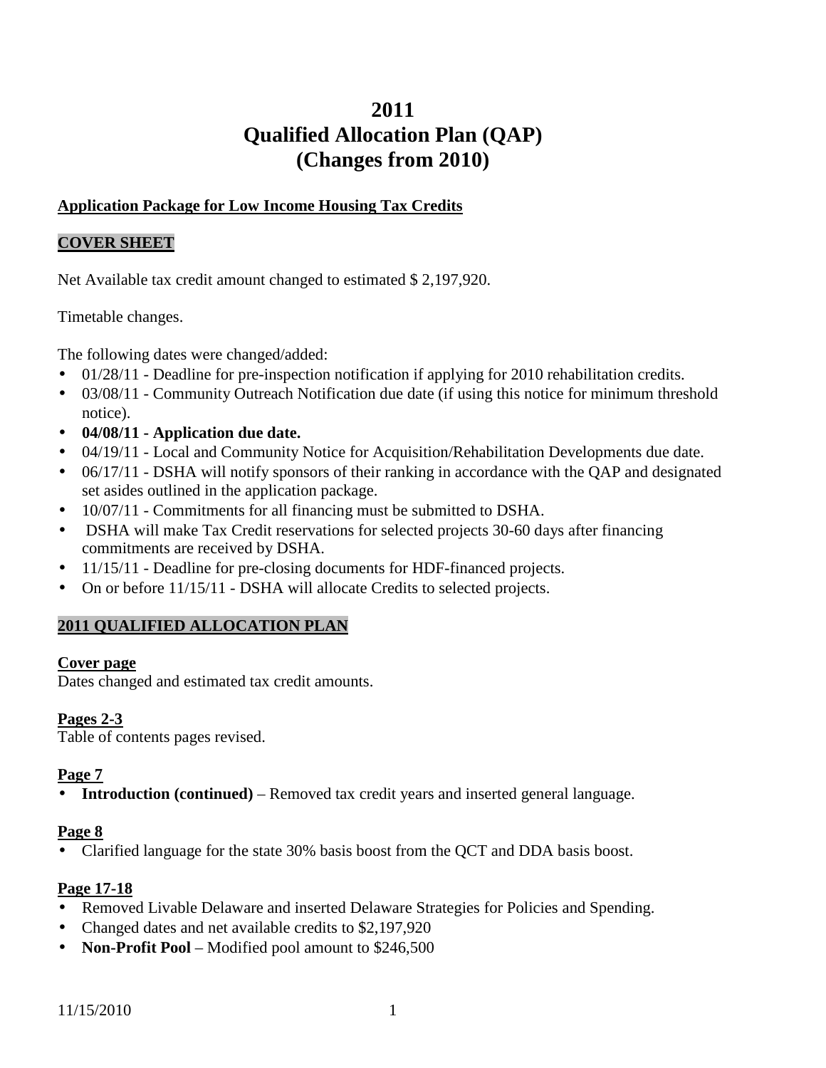# 2011
# Qualified Allocation Plan (QAP)
# (Changes from 2010)

**Application Package for Low Income Housing Tax Credits**

## COVER SHEET

Net Available tax credit amount changed to estimated $ 2,197,920.

Timetable changes.

The following dates were changed/added:

- 01/28/11 - Deadline for pre-inspection notification if applying for 2010 rehabilitation credits.
- 03/08/11 - Community Outreach Notification due date (if using this notice for minimum threshold notice).
- **04/08/11 - Application due date.**
- 04/19/11 - Local and Community Notice for Acquisition/Rehabilitation Developments due date.
- 06/17/11 - DSHA will notify sponsors of their ranking in accordance with the QAP and designated set asides outlined in the application package.
- 10/07/11 - Commitments for all financing must be submitted to DSHA.
- DSHA will make Tax Credit reservations for selected projects 30-60 days after financing commitments are received by DSHA.
- 11/15/11 - Deadline for pre-closing documents for HDF-financed projects.
- On or before 11/15/11 - DSHA will allocate Credits to selected projects.

## 2011 QUALIFIED ALLOCATION PLAN

**Cover page**

Dates changed and estimated tax credit amounts.

**Pages 2-3**

Table of contents pages revised.

**Page 7**

- **Introduction (continued)** – Removed tax credit years and inserted general language.

**Page 8**

- Clarified language for the state 30% basis boost from the QCT and DDA basis boost.

**Page 17-18**

- Removed Livable Delaware and inserted Delaware Strategies for Policies and Spending.
- Changed dates and net available credits to $2,197,920
- **Non-Profit Pool** – Modified pool amount to $246,500

11/15/2010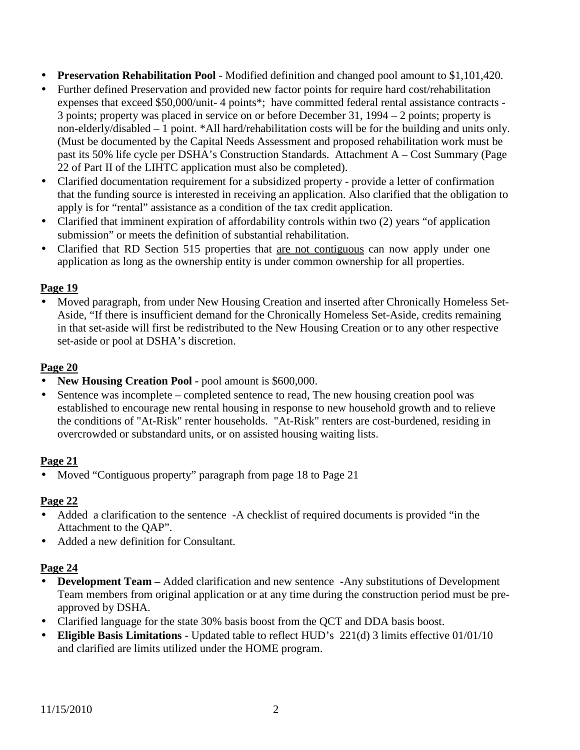- **Preservation Rehabilitation Pool** - Modified definition and changed pool amount to $1,101,420.
- Further defined Preservation and provided new factor points for require hard cost/rehabilitation expenses that exceed $50,000/unit- 4 points*; have committed federal rental assistance contracts - 3 points; property was placed in service on or before December 31, 1994 – 2 points; property is non-elderly/disabled – 1 point. *All hard/rehabilitation costs will be for the building and units only. (Must be documented by the Capital Needs Assessment and proposed rehabilitation work must be past its 50% life cycle per DSHA's Construction Standards. Attachment A – Cost Summary (Page 22 of Part II of the LIHTC application must also be completed).
- Clarified documentation requirement for a subsidized property - provide a letter of confirmation that the funding source is interested in receiving an application. Also clarified that the obligation to apply is for "rental" assistance as a condition of the tax credit application.
- Clarified that imminent expiration of affordability controls within two (2) years "of application submission" or meets the definition of substantial rehabilitation.
- Clarified that RD Section 515 properties that <u>are not contiguous</u> can now apply under one application as long as the ownership entity is under common ownership for all properties.

**<u>Page 19</u>**

- Moved paragraph, from under New Housing Creation and inserted after Chronically Homeless Set-Aside, "If there is insufficient demand for the Chronically Homeless Set-Aside, credits remaining in that set-aside will first be redistributed to the New Housing Creation or to any other respective set-aside or pool at DSHA's discretion.

**<u>Page 20</u>**

- **New Housing Creation Pool -** pool amount is $600,000.
- Sentence was incomplete – completed sentence to read, The new housing creation pool was established to encourage new rental housing in response to new household growth and to relieve the conditions of "At-Risk" renter households. "At-Risk" renters are cost-burdened, residing in overcrowded or substandard units, or on assisted housing waiting lists.

**<u>Page 21</u>**

- Moved "Contiguous property" paragraph from page 18 to Page 21

**<u>Page 22</u>**

- Added a clarification to the sentence -A checklist of required documents is provided "in the Attachment to the QAP".
- Added a new definition for Consultant.

**<u>Page 24</u>**

- **Development Team –** Added clarification and new sentence -Any substitutions of Development Team members from original application or at any time during the construction period must be pre-approved by DSHA.
- Clarified language for the state 30% basis boost from the QCT and DDA basis boost.
- **Eligible Basis Limitations** - Updated table to reflect HUD's 221(d) 3 limits effective 01/01/10 and clarified are limits utilized under the HOME program.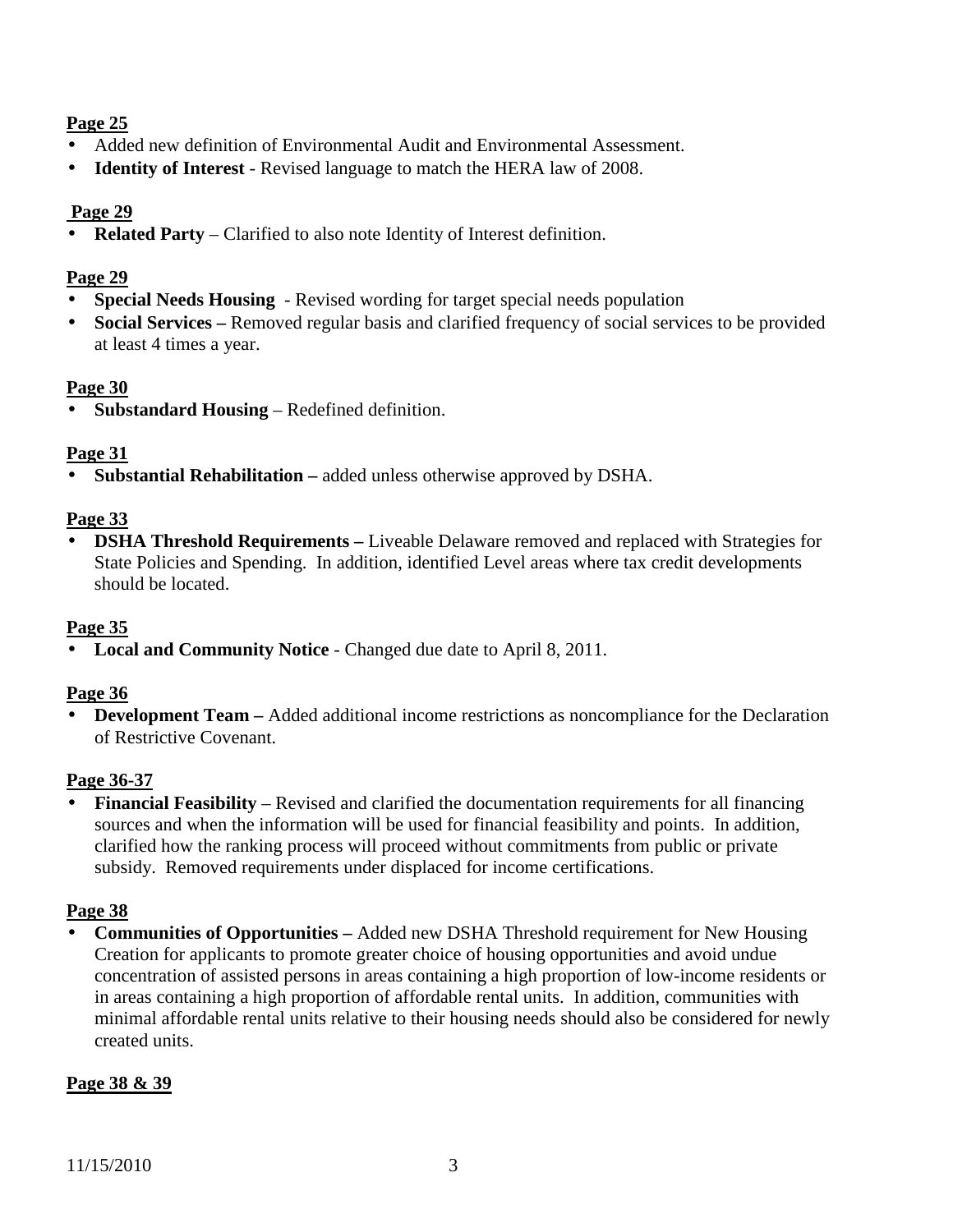**Page 25**

- Added new definition of Environmental Audit and Environmental Assessment.
- **Identity of Interest** - Revised language to match the HERA law of 2008.

**Page 29**

- **Related Party** – Clarified to also note Identity of Interest definition.

**Page 29**

- **Special Needs Housing** - Revised wording for target special needs population
- **Social Services –** Removed regular basis and clarified frequency of social services to be provided at least 4 times a year.

**Page 30**

- **Substandard Housing** – Redefined definition.

**Page 31**

- **Substantial Rehabilitation –** added unless otherwise approved by DSHA.

**Page 33**

- **DSHA Threshold Requirements –** Liveable Delaware removed and replaced with Strategies for State Policies and Spending. In addition, identified Level areas where tax credit developments should be located.

**Page 35**

- **Local and Community Notice** - Changed due date to April 8, 2011.

**Page 36**

- **Development Team –** Added additional income restrictions as noncompliance for the Declaration of Restrictive Covenant.

**Page 36-37**

- **Financial Feasibility** – Revised and clarified the documentation requirements for all financing sources and when the information will be used for financial feasibility and points. In addition, clarified how the ranking process will proceed without commitments from public or private subsidy. Removed requirements under displaced for income certifications.

**Page 38**

- **Communities of Opportunities –** Added new DSHA Threshold requirement for New Housing Creation for applicants to promote greater choice of housing opportunities and avoid undue concentration of assisted persons in areas containing a high proportion of low-income residents or in areas containing a high proportion of affordable rental units. In addition, communities with minimal affordable rental units relative to their housing needs should also be considered for newly created units.

**Page 38 & 39**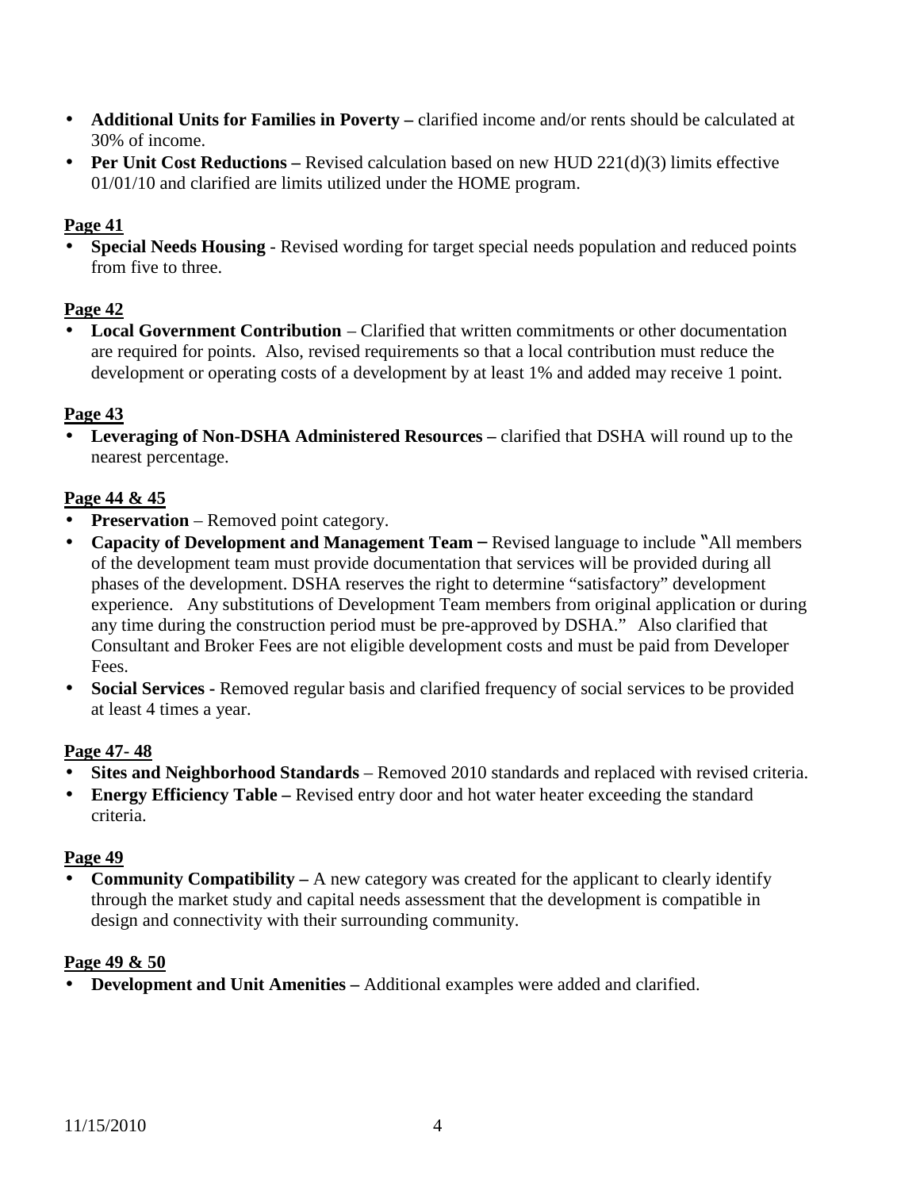- **Additional Units for Families in Poverty –** clarified income and/or rents should be calculated at 30% of income.
- **Per Unit Cost Reductions –** Revised calculation based on new HUD 221(d)(3) limits effective 01/01/10 and clarified are limits utilized under the HOME program.

**Page 41**

- **Special Needs Housing** - Revised wording for target special needs population and reduced points from five to three.

**Page 42**

- **Local Government Contribution** – Clarified that written commitments or other documentation are required for points. Also, revised requirements so that a local contribution must reduce the development or operating costs of a development by at least 1% and added may receive 1 point.

**Page 43**

- **Leveraging of Non-DSHA Administered Resources –** clarified that DSHA will round up to the nearest percentage.

**Page 44 & 45**

- **Preservation** – Removed point category.
- **Capacity of Development and Management Team –** Revised language to include "All members of the development team must provide documentation that services will be provided during all phases of the development. DSHA reserves the right to determine "satisfactory" development experience. Any substitutions of Development Team members from original application or during any time during the construction period must be pre-approved by DSHA." Also clarified that Consultant and Broker Fees are not eligible development costs and must be paid from Developer Fees.
- **Social Services -** Removed regular basis and clarified frequency of social services to be provided at least 4 times a year.

**Page 47- 48**

- **Sites and Neighborhood Standards** – Removed 2010 standards and replaced with revised criteria.
- **Energy Efficiency Table –** Revised entry door and hot water heater exceeding the standard criteria.

**Page 49**

- **Community Compatibility –** A new category was created for the applicant to clearly identify through the market study and capital needs assessment that the development is compatible in design and connectivity with their surrounding community.

**Page 49 & 50**

- **Development and Unit Amenities –** Additional examples were added and clarified.

11/15/2010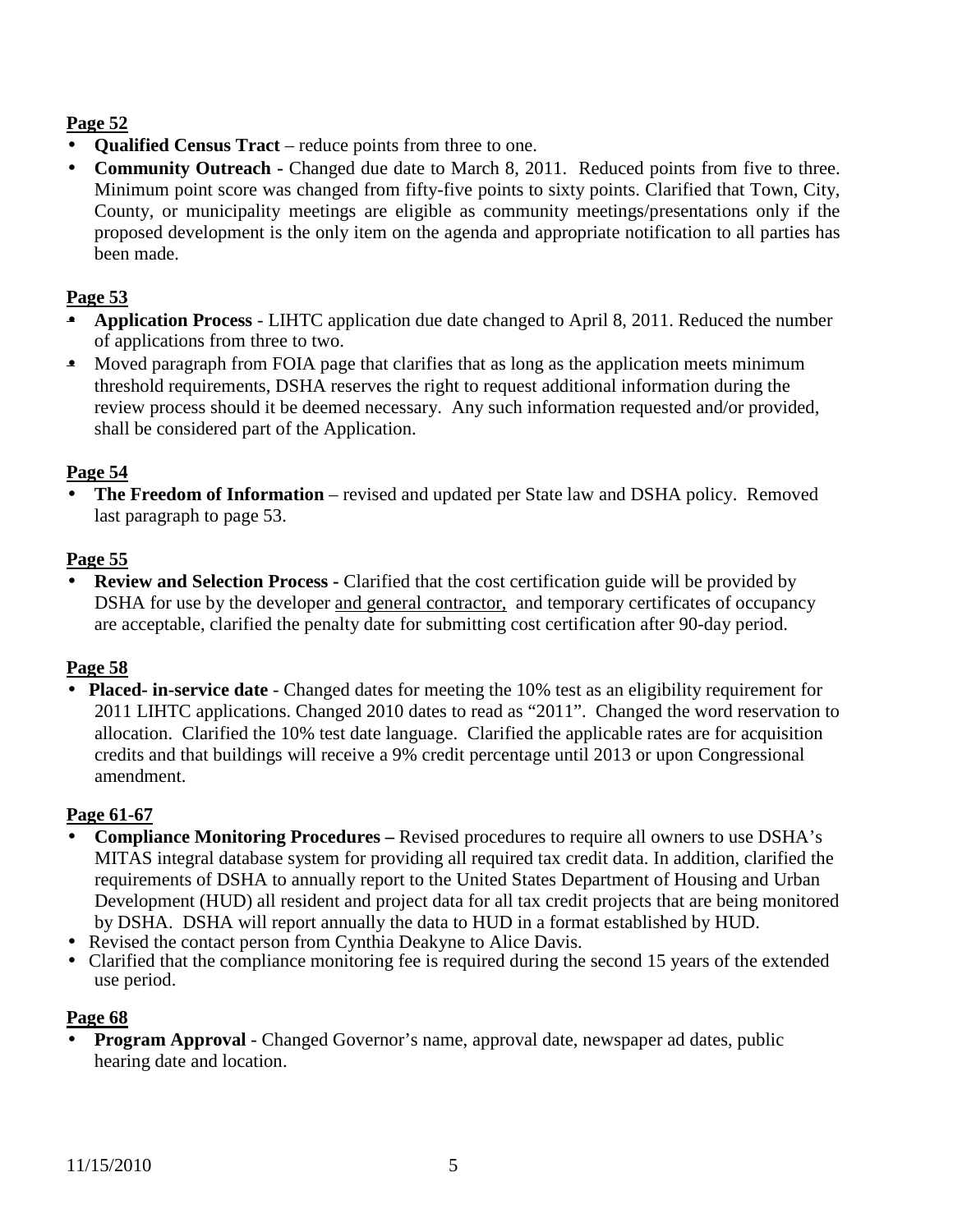**Page 52**

- **Qualified Census Tract** – reduce points from three to one.
- **Community Outreach -** Changed due date to March 8, 2011. Reduced points from five to three. Minimum point score was changed from fifty-five points to sixty points. Clarified that Town, City, County, or municipality meetings are eligible as community meetings/presentations only if the proposed development is the only item on the agenda and appropriate notification to all parties has been made.

**Page 53**

- **Application Process** - LIHTC application due date changed to April 8, 2011. Reduced the number of applications from three to two.
- Moved paragraph from FOIA page that clarifies that as long as the application meets minimum threshold requirements, DSHA reserves the right to request additional information during the review process should it be deemed necessary. Any such information requested and/or provided, shall be considered part of the Application.

**Page 54**

- **The Freedom of Information** – revised and updated per State law and DSHA policy. Removed last paragraph to page 53.

**Page 55**

- **Review and Selection Process -** Clarified that the cost certification guide will be provided by DSHA for use by the developer and general contractor, and temporary certificates of occupancy are acceptable, clarified the penalty date for submitting cost certification after 90-day period.

**Page 58**

- **Placed- in-service date** - Changed dates for meeting the 10% test as an eligibility requirement for 2011 LIHTC applications. Changed 2010 dates to read as "2011". Changed the word reservation to allocation. Clarified the 10% test date language. Clarified the applicable rates are for acquisition credits and that buildings will receive a 9% credit percentage until 2013 or upon Congressional amendment.

**Page 61-67**

- **Compliance Monitoring Procedures –** Revised procedures to require all owners to use DSHA's MITAS integral database system for providing all required tax credit data. In addition, clarified the requirements of DSHA to annually report to the United States Department of Housing and Urban Development (HUD) all resident and project data for all tax credit projects that are being monitored by DSHA. DSHA will report annually the data to HUD in a format established by HUD.
- Revised the contact person from Cynthia Deakyne to Alice Davis.
- Clarified that the compliance monitoring fee is required during the second 15 years of the extended use period.

**Page 68**

- **Program Approval** - Changed Governor's name, approval date, newspaper ad dates, public hearing date and location.

11/15/2010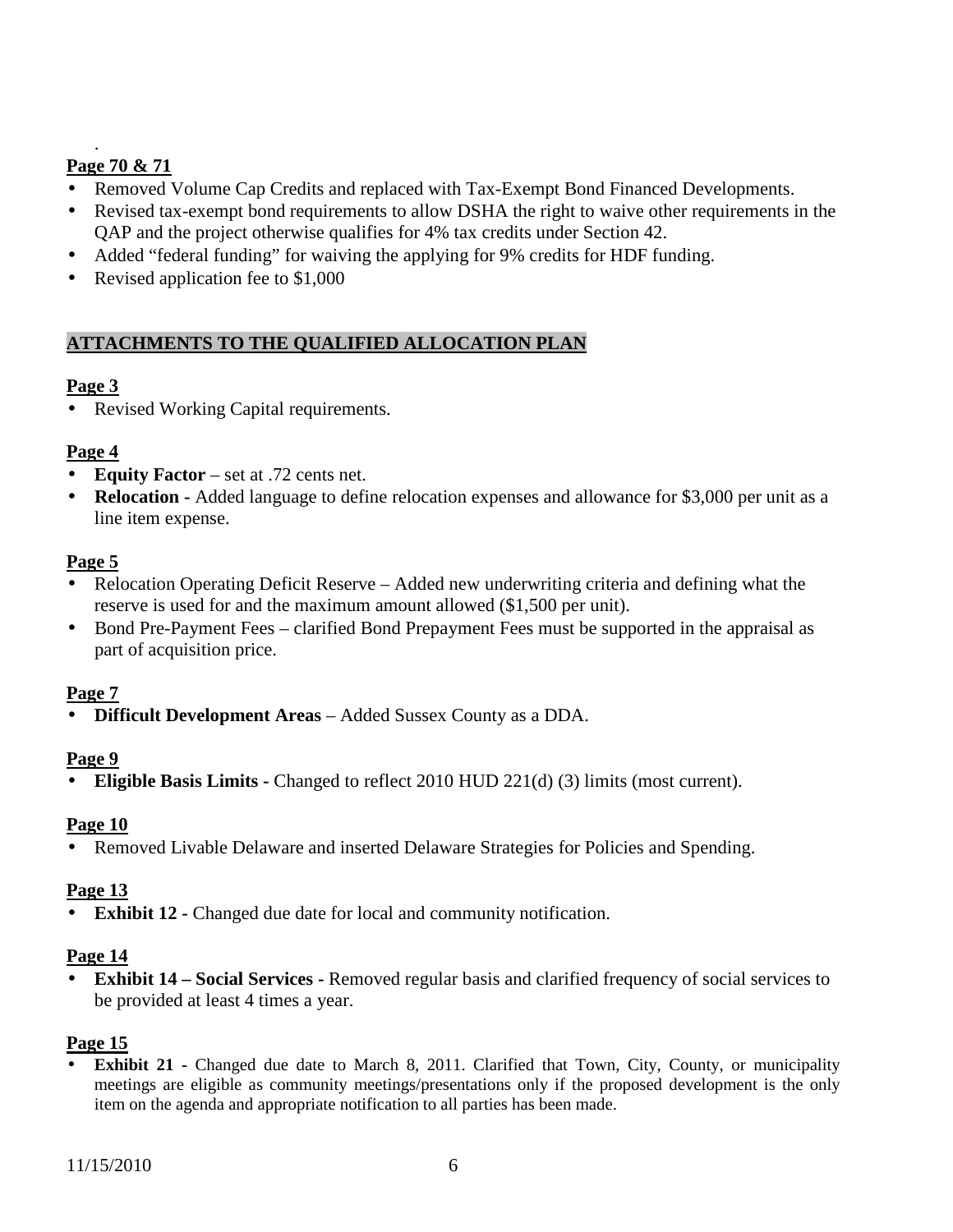.

**Page 70 & 71**

- Removed Volume Cap Credits and replaced with Tax-Exempt Bond Financed Developments.
- Revised tax-exempt bond requirements to allow DSHA the right to waive other requirements in the QAP and the project otherwise qualifies for 4% tax credits under Section 42.
- Added "federal funding" for waiving the applying for 9% credits for HDF funding.
- Revised application fee to $1,000

## ATTACHMENTS TO THE QUALIFIED ALLOCATION PLAN

**Page 3**

- Revised Working Capital requirements.

**Page 4**

- **Equity Factor** – set at .72 cents net.
- **Relocation -** Added language to define relocation expenses and allowance for $3,000 per unit as a line item expense.

**Page 5**

- Relocation Operating Deficit Reserve – Added new underwriting criteria and defining what the reserve is used for and the maximum amount allowed ($1,500 per unit).
- Bond Pre-Payment Fees – clarified Bond Prepayment Fees must be supported in the appraisal as part of acquisition price.

**Page 7**

- **Difficult Development Areas** – Added Sussex County as a DDA.

**Page 9**

- **Eligible Basis Limits -** Changed to reflect 2010 HUD 221(d) (3) limits (most current).

**Page 10**

- Removed Livable Delaware and inserted Delaware Strategies for Policies and Spending.

**Page 13**

- **Exhibit 12 -** Changed due date for local and community notification.

**Page 14**

- **Exhibit 14 – Social Services -** Removed regular basis and clarified frequency of social services to be provided at least 4 times a year.

**Page 15**

- **Exhibit 21** - Changed due date to March 8, 2011. Clarified that Town, City, County, or municipality meetings are eligible as community meetings/presentations only if the proposed development is the only item on the agenda and appropriate notification to all parties has been made.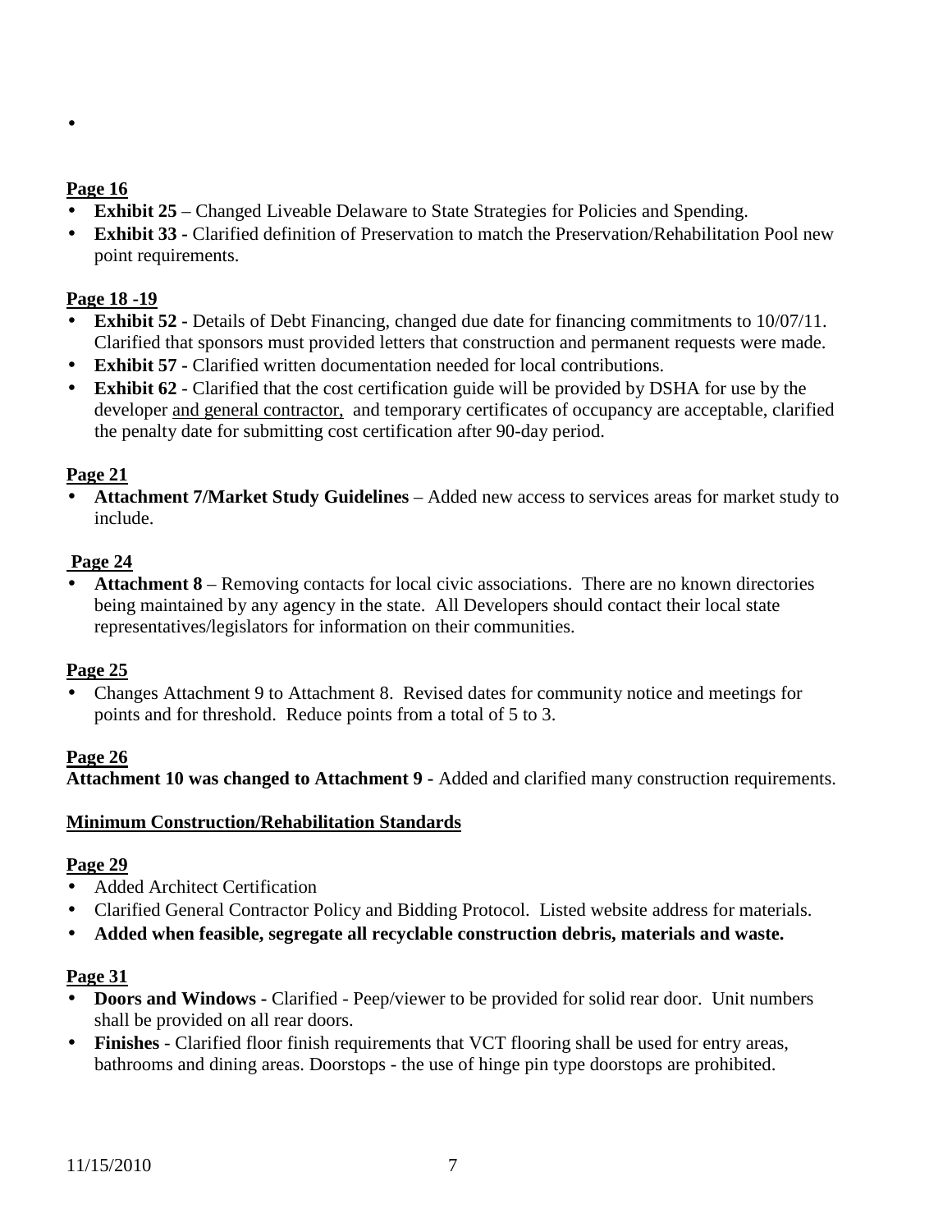- 

**Page 16**

- **Exhibit 25** – Changed Liveable Delaware to State Strategies for Policies and Spending.
- **Exhibit 33 -** Clarified definition of Preservation to match the Preservation/Rehabilitation Pool new point requirements.

**Page 18 -19**

- **Exhibit 52 -** Details of Debt Financing, changed due date for financing commitments to 10/07/11. Clarified that sponsors must provided letters that construction and permanent requests were made.
- **Exhibit 57 -** Clarified written documentation needed for local contributions.
- **Exhibit 62** - Clarified that the cost certification guide will be provided by DSHA for use by the developer and general contractor, and temporary certificates of occupancy are acceptable, clarified the penalty date for submitting cost certification after 90-day period.

**Page 21**

- **Attachment 7/Market Study Guidelines** – Added new access to services areas for market study to include.

**Page 24**

- **Attachment 8** – Removing contacts for local civic associations. There are no known directories being maintained by any agency in the state. All Developers should contact their local state representatives/legislators for information on their communities.

**Page 25**

- Changes Attachment 9 to Attachment 8. Revised dates for community notice and meetings for points and for threshold. Reduce points from a total of 5 to 3.

**Page 26**

**Attachment 10 was changed to Attachment 9 -** Added and clarified many construction requirements.

**Minimum Construction/Rehabilitation Standards**

**Page 29**

- Added Architect Certification
- Clarified General Contractor Policy and Bidding Protocol. Listed website address for materials.
- **Added when feasible, segregate all recyclable construction debris, materials and waste.**

**Page 31**

- **Doors and Windows -** Clarified - Peep/viewer to be provided for solid rear door. Unit numbers shall be provided on all rear doors.
- **Finishes** - Clarified floor finish requirements that VCT flooring shall be used for entry areas, bathrooms and dining areas. Doorstops - the use of hinge pin type doorstops are prohibited.

11/15/2010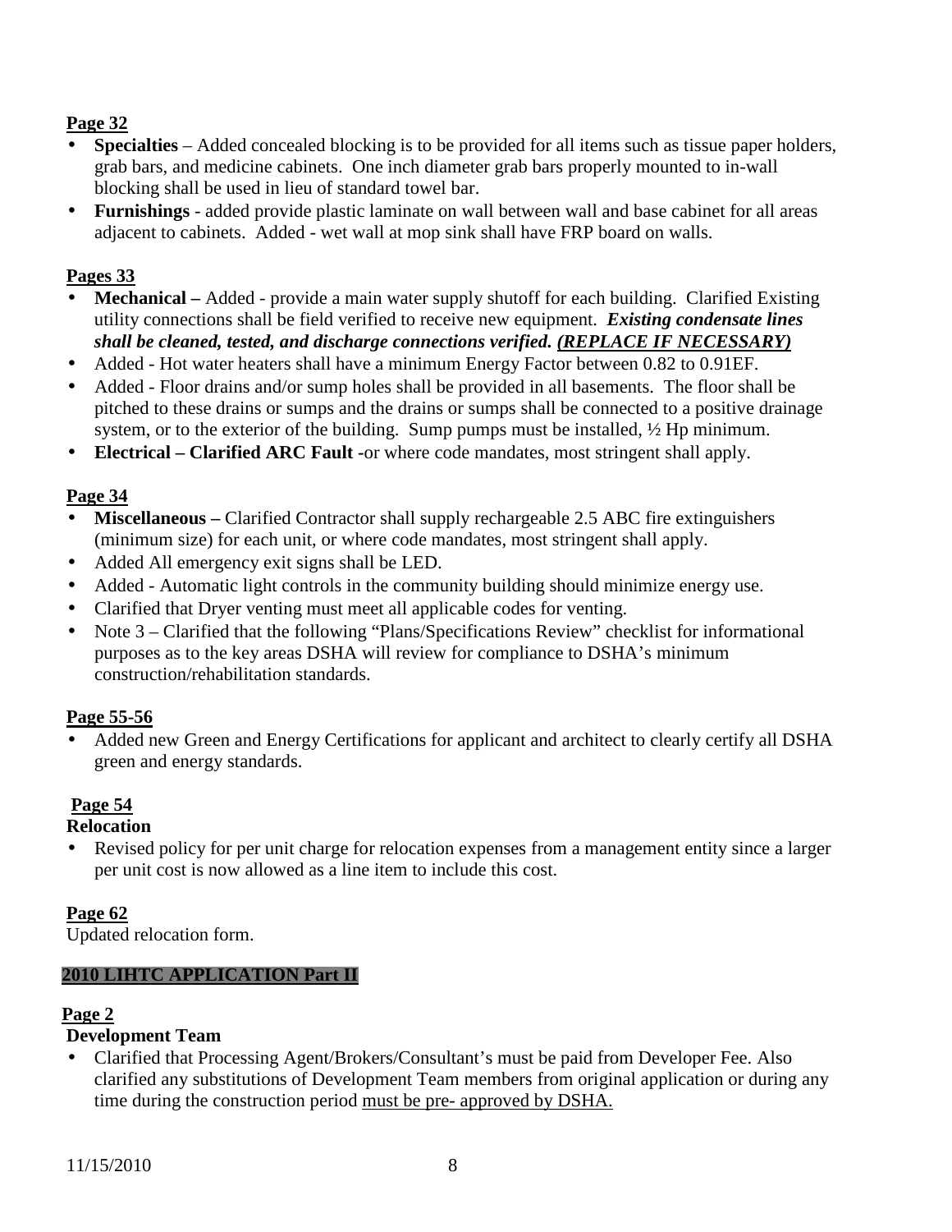**Page 32**

- **Specialties** – Added concealed blocking is to be provided for all items such as tissue paper holders, grab bars, and medicine cabinets. One inch diameter grab bars properly mounted to in-wall blocking shall be used in lieu of standard towel bar.
- **Furnishings** - added provide plastic laminate on wall between wall and base cabinet for all areas adjacent to cabinets. Added - wet wall at mop sink shall have FRP board on walls.

**Pages 33**

- **Mechanical –** Added - provide a main water supply shutoff for each building. Clarified Existing utility connections shall be field verified to receive new equipment. ***Existing condensate lines shall be cleaned, tested, and discharge connections verified. <u>(REPLACE IF NECESSARY)</u>***
- Added - Hot water heaters shall have a minimum Energy Factor between 0.82 to 0.91EF.
- Added - Floor drains and/or sump holes shall be provided in all basements. The floor shall be pitched to these drains or sumps and the drains or sumps shall be connected to a positive drainage system, or to the exterior of the building. Sump pumps must be installed, ½ Hp minimum.
- **Electrical – Clarified ARC Fault -**or where code mandates, most stringent shall apply.

**Page 34**

- **Miscellaneous –** Clarified Contractor shall supply rechargeable 2.5 ABC fire extinguishers (minimum size) for each unit, or where code mandates, most stringent shall apply.
- Added All emergency exit signs shall be LED.
- Added - Automatic light controls in the community building should minimize energy use.
- Clarified that Dryer venting must meet all applicable codes for venting.
- Note 3 – Clarified that the following "Plans/Specifications Review" checklist for informational purposes as to the key areas DSHA will review for compliance to DSHA's minimum construction/rehabilitation standards.

**Page 55-56**

- Added new Green and Energy Certifications for applicant and architect to clearly certify all DSHA green and energy standards.

**Page 54**

**Relocation**

- Revised policy for per unit charge for relocation expenses from a management entity since a larger per unit cost is now allowed as a line item to include this cost.

**Page 62**

Updated relocation form.

## 2010 LIHTC APPLICATION Part II

**Page 2**

**Development Team**

- Clarified that Processing Agent/Brokers/Consultant's must be paid from Developer Fee. Also clarified any substitutions of Development Team members from original application or during any time during the construction period <u>must be pre- approved by DSHA.</u>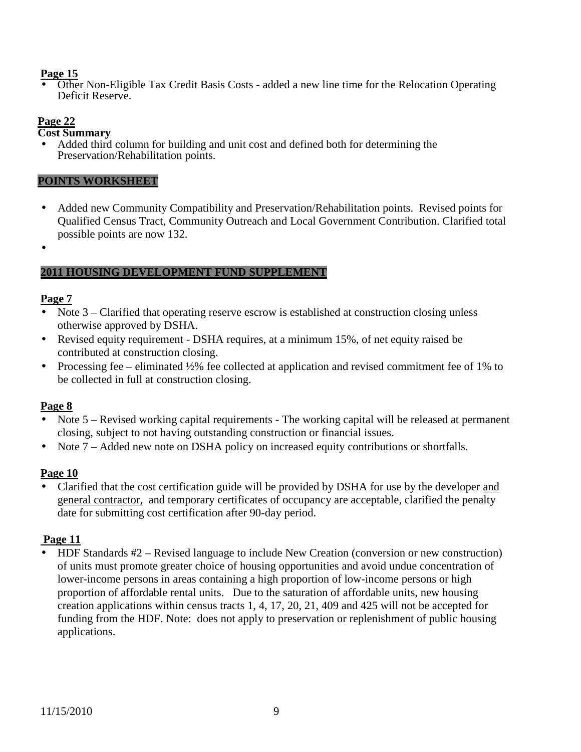**Page 15**

- Other Non-Eligible Tax Credit Basis Costs - added a new line time for the Relocation Operating Deficit Reserve.

**Page 22**

**Cost Summary**

- Added third column for building and unit cost and defined both for determining the Preservation/Rehabilitation points.

## POINTS WORKSHEET

- Added new Community Compatibility and Preservation/Rehabilitation points. Revised points for Qualified Census Tract, Community Outreach and Local Government Contribution. Clarified total possible points are now 132.
-

## 2011 HOUSING DEVELOPMENT FUND SUPPLEMENT

**Page 7**

- Note 3 – Clarified that operating reserve escrow is established at construction closing unless otherwise approved by DSHA.
- Revised equity requirement - DSHA requires, at a minimum 15%, of net equity raised be contributed at construction closing.
- Processing fee – eliminated ½% fee collected at application and revised commitment fee of 1% to be collected in full at construction closing.

**Page 8**

- Note 5 – Revised working capital requirements - The working capital will be released at permanent closing, subject to not having outstanding construction or financial issues.
- Note 7 – Added new note on DSHA policy on increased equity contributions or shortfalls.

**Page 10**

- Clarified that the cost certification guide will be provided by DSHA for use by the developer and general contractor, and temporary certificates of occupancy are acceptable, clarified the penalty date for submitting cost certification after 90-day period.

**Page 11**

- HDF Standards #2 – Revised language to include New Creation (conversion or new construction) of units must promote greater choice of housing opportunities and avoid undue concentration of lower-income persons in areas containing a high proportion of low-income persons or high proportion of affordable rental units. Due to the saturation of affordable units, new housing creation applications within census tracts 1, 4, 17, 20, 21, 409 and 425 will not be accepted for funding from the HDF. Note: does not apply to preservation or replenishment of public housing applications.

11/15/2010